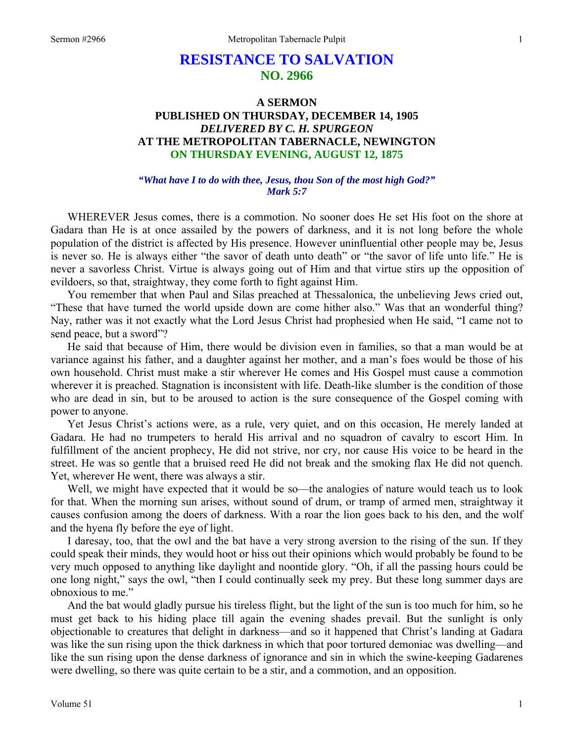# RESISTANCE TO SALVATION
## NO. 2966

### A SERMON
### PUBLISHED ON THURSDAY, DECEMBER 14, 1905
### *DELIVERED BY C. H. SPURGEON*
### AT THE METROPOLITAN TABERNACLE, NEWINGTON
### ON THURSDAY EVENING, AUGUST 12, 1875

*"What have I to do with thee, Jesus, thou Son of the most high God?"*
*Mark 5:7*

WHEREVER Jesus comes, there is a commotion. No sooner does He set His foot on the shore at Gadara than He is at once assailed by the powers of darkness, and it is not long before the whole population of the district is affected by His presence. However uninfluential other people may be, Jesus is never so. He is always either "the savor of death unto death" or "the savor of life unto life." He is never a savorless Christ. Virtue is always going out of Him and that virtue stirs up the opposition of evildoers, so that, straightway, they come forth to fight against Him.

You remember that when Paul and Silas preached at Thessalonica, the unbelieving Jews cried out, "These that have turned the world upside down are come hither also." Was that a wonderful thing? Nay, rather was it not exactly what the Lord Jesus Christ had prophesied when He said, "I came not to send peace, but a sword"?

He said that because of Him, there would be division even in families, so that a man would be at variance against his father, and a daughter against her mother, and a man's foes would be those of his own household. Christ must make a stir wherever He comes and His Gospel must cause a commotion wherever it is preached. Stagnation is inconsistent with life. Death-like slumber is the condition of those who are dead in sin, but to be aroused to action is the sure consequence of the Gospel coming with power to anyone.

Yet Jesus Christ's actions were, as a rule, very quiet, and on this occasion, He merely landed at Gadara. He had no trumpeters to herald His arrival and no squadron of cavalry to escort Him. In fulfillment of the ancient prophecy, He did not strive, nor cry, nor cause His voice to be heard in the street. He was so gentle that a bruised reed He did not break and the smoking flax He did not quench. Yet, wherever He went, there was always a stir.

Well, we might have expected that it would be so—the analogies of nature would teach us to look for that. When the morning sun arises, without sound of drum, or tramp of armed men, straightway it causes confusion among the doers of darkness. With a roar the lion goes back to his den, and the wolf and the hyena fly before the eye of light.

I daresay, too, that the owl and the bat have a very strong aversion to the rising of the sun. If they could speak their minds, they would hoot or hiss out their opinions which would probably be found to be very much opposed to anything like daylight and noontide glory. "Oh, if all the passing hours could be one long night," says the owl, "then I could continually seek my prey. But these long summer days are obnoxious to me."

And the bat would gladly pursue his tireless flight, but the light of the sun is too much for him, so he must get back to his hiding place till again the evening shades prevail. But the sunlight is only objectionable to creatures that delight in darkness—and so it happened that Christ's landing at Gadara was like the sun rising upon the thick darkness in which that poor tortured demoniac was dwelling—and like the sun rising upon the dense darkness of ignorance and sin in which the swine-keeping Gadarenes were dwelling, so there was quite certain to be a stir, and a commotion, and an opposition.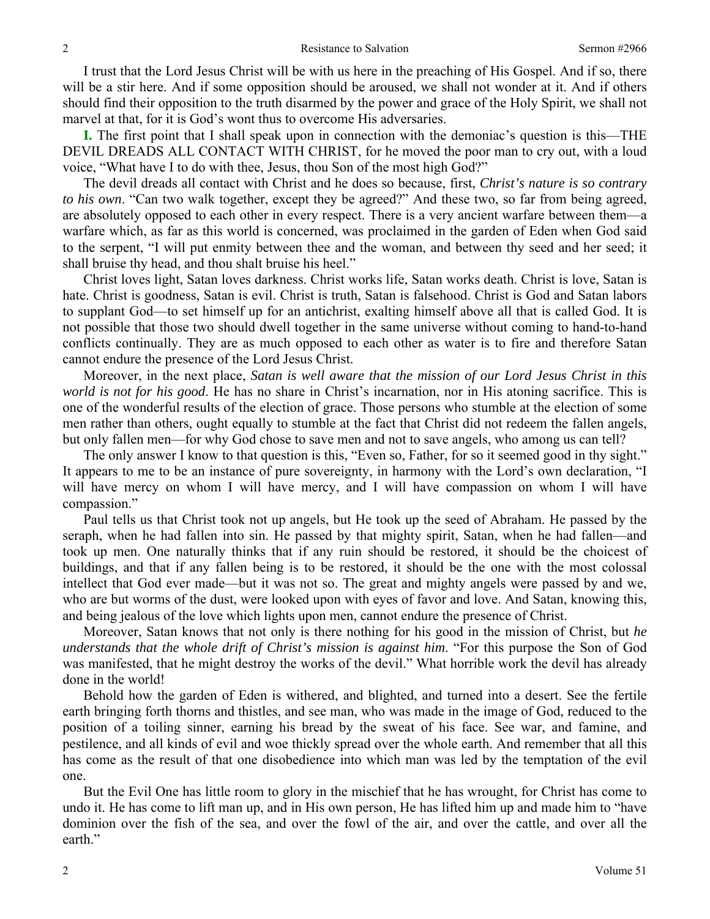I trust that the Lord Jesus Christ will be with us here in the preaching of His Gospel. And if so, there will be a stir here. And if some opposition should be aroused, we shall not wonder at it. And if others should find their opposition to the truth disarmed by the power and grace of the Holy Spirit, we shall not marvel at that, for it is God's wont thus to overcome His adversaries.

**I.** The first point that I shall speak upon in connection with the demoniac's question is this—THE DEVIL DREADS ALL CONTACT WITH CHRIST, for he moved the poor man to cry out, with a loud voice, "What have I to do with thee, Jesus, thou Son of the most high God?"

The devil dreads all contact with Christ and he does so because, first, *Christ's nature is so contrary to his own*. "Can two walk together, except they be agreed?" And these two, so far from being agreed, are absolutely opposed to each other in every respect. There is a very ancient warfare between them—a warfare which, as far as this world is concerned, was proclaimed in the garden of Eden when God said to the serpent, "I will put enmity between thee and the woman, and between thy seed and her seed; it shall bruise thy head, and thou shalt bruise his heel."

Christ loves light, Satan loves darkness. Christ works life, Satan works death. Christ is love, Satan is hate. Christ is goodness, Satan is evil. Christ is truth, Satan is falsehood. Christ is God and Satan labors to supplant God—to set himself up for an antichrist, exalting himself above all that is called God. It is not possible that those two should dwell together in the same universe without coming to hand-to-hand conflicts continually. They are as much opposed to each other as water is to fire and therefore Satan cannot endure the presence of the Lord Jesus Christ.

Moreover, in the next place, *Satan is well aware that the mission of our Lord Jesus Christ in this world is not for his good*. He has no share in Christ's incarnation, nor in His atoning sacrifice. This is one of the wonderful results of the election of grace. Those persons who stumble at the election of some men rather than others, ought equally to stumble at the fact that Christ did not redeem the fallen angels, but only fallen men—for why God chose to save men and not to save angels, who among us can tell?

The only answer I know to that question is this, "Even so, Father, for so it seemed good in thy sight." It appears to me to be an instance of pure sovereignty, in harmony with the Lord's own declaration, "I will have mercy on whom I will have mercy, and I will have compassion on whom I will have compassion."

Paul tells us that Christ took not up angels, but He took up the seed of Abraham. He passed by the seraph, when he had fallen into sin. He passed by that mighty spirit, Satan, when he had fallen—and took up men. One naturally thinks that if any ruin should be restored, it should be the choicest of buildings, and that if any fallen being is to be restored, it should be the one with the most colossal intellect that God ever made—but it was not so. The great and mighty angels were passed by and we, who are but worms of the dust, were looked upon with eyes of favor and love. And Satan, knowing this, and being jealous of the love which lights upon men, cannot endure the presence of Christ.

Moreover, Satan knows that not only is there nothing for his good in the mission of Christ, but *he understands that the whole drift of Christ's mission is against him*. "For this purpose the Son of God was manifested, that he might destroy the works of the devil." What horrible work the devil has already done in the world!

Behold how the garden of Eden is withered, and blighted, and turned into a desert. See the fertile earth bringing forth thorns and thistles, and see man, who was made in the image of God, reduced to the position of a toiling sinner, earning his bread by the sweat of his face. See war, and famine, and pestilence, and all kinds of evil and woe thickly spread over the whole earth. And remember that all this has come as the result of that one disobedience into which man was led by the temptation of the evil one.

But the Evil One has little room to glory in the mischief that he has wrought, for Christ has come to undo it. He has come to lift man up, and in His own person, He has lifted him up and made him to "have dominion over the fish of the sea, and over the fowl of the air, and over the cattle, and over all the earth."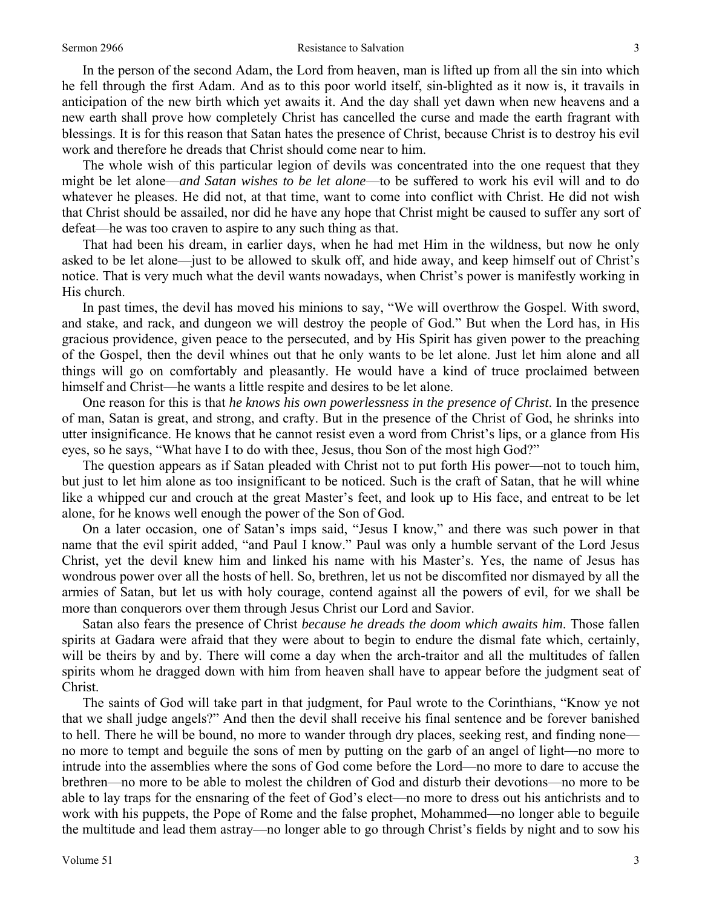In the person of the second Adam, the Lord from heaven, man is lifted up from all the sin into which he fell through the first Adam. And as to this poor world itself, sin-blighted as it now is, it travails in anticipation of the new birth which yet awaits it. And the day shall yet dawn when new heavens and a new earth shall prove how completely Christ has cancelled the curse and made the earth fragrant with blessings. It is for this reason that Satan hates the presence of Christ, because Christ is to destroy his evil work and therefore he dreads that Christ should come near to him.

The whole wish of this particular legion of devils was concentrated into the one request that they might be let alone—*and Satan wishes to be let alone*—to be suffered to work his evil will and to do whatever he pleases. He did not, at that time, want to come into conflict with Christ. He did not wish that Christ should be assailed, nor did he have any hope that Christ might be caused to suffer any sort of defeat—he was too craven to aspire to any such thing as that.

That had been his dream, in earlier days, when he had met Him in the wildness, but now he only asked to be let alone—just to be allowed to skulk off, and hide away, and keep himself out of Christ's notice. That is very much what the devil wants nowadays, when Christ's power is manifestly working in His church.

In past times, the devil has moved his minions to say, "We will overthrow the Gospel. With sword, and stake, and rack, and dungeon we will destroy the people of God." But when the Lord has, in His gracious providence, given peace to the persecuted, and by His Spirit has given power to the preaching of the Gospel, then the devil whines out that he only wants to be let alone. Just let him alone and all things will go on comfortably and pleasantly. He would have a kind of truce proclaimed between himself and Christ—he wants a little respite and desires to be let alone.

One reason for this is that *he knows his own powerlessness in the presence of Christ*. In the presence of man, Satan is great, and strong, and crafty. But in the presence of the Christ of God, he shrinks into utter insignificance. He knows that he cannot resist even a word from Christ's lips, or a glance from His eyes, so he says, "What have I to do with thee, Jesus, thou Son of the most high God?"

The question appears as if Satan pleaded with Christ not to put forth His power—not to touch him, but just to let him alone as too insignificant to be noticed. Such is the craft of Satan, that he will whine like a whipped cur and crouch at the great Master's feet, and look up to His face, and entreat to be let alone, for he knows well enough the power of the Son of God.

On a later occasion, one of Satan's imps said, "Jesus I know," and there was such power in that name that the evil spirit added, "and Paul I know." Paul was only a humble servant of the Lord Jesus Christ, yet the devil knew him and linked his name with his Master's. Yes, the name of Jesus has wondrous power over all the hosts of hell. So, brethren, let us not be discomfited nor dismayed by all the armies of Satan, but let us with holy courage, contend against all the powers of evil, for we shall be more than conquerors over them through Jesus Christ our Lord and Savior.

Satan also fears the presence of Christ *because he dreads the doom which awaits him*. Those fallen spirits at Gadara were afraid that they were about to begin to endure the dismal fate which, certainly, will be theirs by and by. There will come a day when the arch-traitor and all the multitudes of fallen spirits whom he dragged down with him from heaven shall have to appear before the judgment seat of Christ.

The saints of God will take part in that judgment, for Paul wrote to the Corinthians, "Know ye not that we shall judge angels?" And then the devil shall receive his final sentence and be forever banished to hell. There he will be bound, no more to wander through dry places, seeking rest, and finding none—no more to tempt and beguile the sons of men by putting on the garb of an angel of light—no more to intrude into the assemblies where the sons of God come before the Lord—no more to dare to accuse the brethren—no more to be able to molest the children of God and disturb their devotions—no more to be able to lay traps for the ensnaring of the feet of God's elect—no more to dress out his antichrists and to work with his puppets, the Pope of Rome and the false prophet, Mohammed—no longer able to beguile the multitude and lead them astray—no longer able to go through Christ's fields by night and to sow his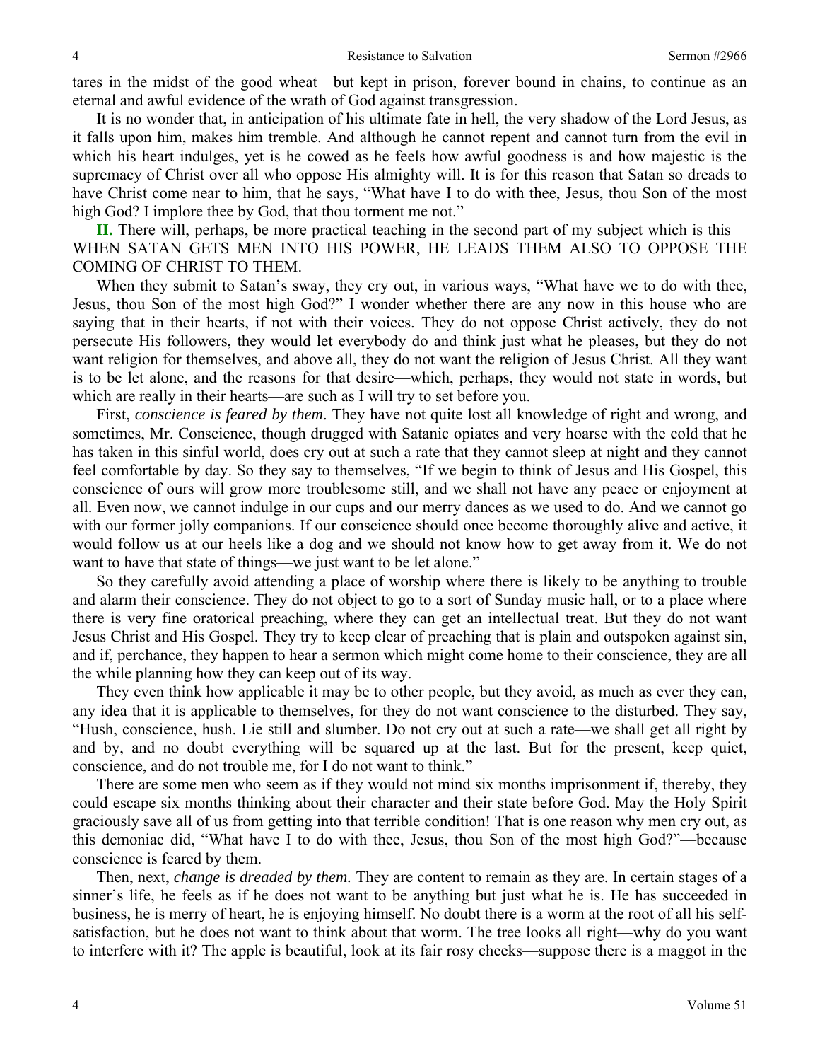tares in the midst of the good wheat—but kept in prison, forever bound in chains, to continue as an eternal and awful evidence of the wrath of God against transgression.

It is no wonder that, in anticipation of his ultimate fate in hell, the very shadow of the Lord Jesus, as it falls upon him, makes him tremble. And although he cannot repent and cannot turn from the evil in which his heart indulges, yet is he cowed as he feels how awful goodness is and how majestic is the supremacy of Christ over all who oppose His almighty will. It is for this reason that Satan so dreads to have Christ come near to him, that he says, "What have I to do with thee, Jesus, thou Son of the most high God? I implore thee by God, that thou torment me not."

**II.** There will, perhaps, be more practical teaching in the second part of my subject which is this—WHEN SATAN GETS MEN INTO HIS POWER, HE LEADS THEM ALSO TO OPPOSE THE COMING OF CHRIST TO THEM.

When they submit to Satan's sway, they cry out, in various ways, "What have we to do with thee, Jesus, thou Son of the most high God?" I wonder whether there are any now in this house who are saying that in their hearts, if not with their voices. They do not oppose Christ actively, they do not persecute His followers, they would let everybody do and think just what he pleases, but they do not want religion for themselves, and above all, they do not want the religion of Jesus Christ. All they want is to be let alone, and the reasons for that desire—which, perhaps, they would not state in words, but which are really in their hearts—are such as I will try to set before you.

First, *conscience is feared by them*. They have not quite lost all knowledge of right and wrong, and sometimes, Mr. Conscience, though drugged with Satanic opiates and very hoarse with the cold that he has taken in this sinful world, does cry out at such a rate that they cannot sleep at night and they cannot feel comfortable by day. So they say to themselves, "If we begin to think of Jesus and His Gospel, this conscience of ours will grow more troublesome still, and we shall not have any peace or enjoyment at all. Even now, we cannot indulge in our cups and our merry dances as we used to do. And we cannot go with our former jolly companions. If our conscience should once become thoroughly alive and active, it would follow us at our heels like a dog and we should not know how to get away from it. We do not want to have that state of things—we just want to be let alone."

So they carefully avoid attending a place of worship where there is likely to be anything to trouble and alarm their conscience. They do not object to go to a sort of Sunday music hall, or to a place where there is very fine oratorical preaching, where they can get an intellectual treat. But they do not want Jesus Christ and His Gospel. They try to keep clear of preaching that is plain and outspoken against sin, and if, perchance, they happen to hear a sermon which might come home to their conscience, they are all the while planning how they can keep out of its way.

They even think how applicable it may be to other people, but they avoid, as much as ever they can, any idea that it is applicable to themselves, for they do not want conscience to the disturbed. They say, "Hush, conscience, hush. Lie still and slumber. Do not cry out at such a rate—we shall get all right by and by, and no doubt everything will be squared up at the last. But for the present, keep quiet, conscience, and do not trouble me, for I do not want to think."

There are some men who seem as if they would not mind six months imprisonment if, thereby, they could escape six months thinking about their character and their state before God. May the Holy Spirit graciously save all of us from getting into that terrible condition! That is one reason why men cry out, as this demoniac did, "What have I to do with thee, Jesus, thou Son of the most high God?"—because conscience is feared by them.

Then, next, *change is dreaded by them.* They are content to remain as they are. In certain stages of a sinner's life, he feels as if he does not want to be anything but just what he is. He has succeeded in business, he is merry of heart, he is enjoying himself. No doubt there is a worm at the root of all his self-satisfaction, but he does not want to think about that worm. The tree looks all right—why do you want to interfere with it? The apple is beautiful, look at its fair rosy cheeks—suppose there is a maggot in the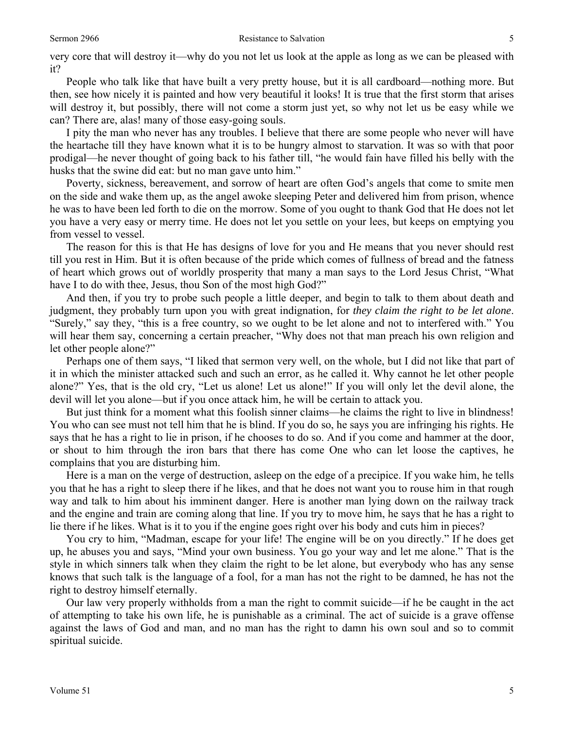very core that will destroy it—why do you not let us look at the apple as long as we can be pleased with it?

People who talk like that have built a very pretty house, but it is all cardboard—nothing more. But then, see how nicely it is painted and how very beautiful it looks! It is true that the first storm that arises will destroy it, but possibly, there will not come a storm just yet, so why not let us be easy while we can? There are, alas! many of those easy-going souls.

I pity the man who never has any troubles. I believe that there are some people who never will have the heartache till they have known what it is to be hungry almost to starvation. It was so with that poor prodigal—he never thought of going back to his father till, "he would fain have filled his belly with the husks that the swine did eat: but no man gave unto him."

Poverty, sickness, bereavement, and sorrow of heart are often God's angels that come to smite men on the side and wake them up, as the angel awoke sleeping Peter and delivered him from prison, whence he was to have been led forth to die on the morrow. Some of you ought to thank God that He does not let you have a very easy or merry time. He does not let you settle on your lees, but keeps on emptying you from vessel to vessel.

The reason for this is that He has designs of love for you and He means that you never should rest till you rest in Him. But it is often because of the pride which comes of fullness of bread and the fatness of heart which grows out of worldly prosperity that many a man says to the Lord Jesus Christ, "What have I to do with thee, Jesus, thou Son of the most high God?"

And then, if you try to probe such people a little deeper, and begin to talk to them about death and judgment, they probably turn upon you with great indignation, for *they claim the right to be let alone*. "Surely," say they, "this is a free country, so we ought to be let alone and not to interfered with." You will hear them say, concerning a certain preacher, "Why does not that man preach his own religion and let other people alone?"

Perhaps one of them says, "I liked that sermon very well, on the whole, but I did not like that part of it in which the minister attacked such and such an error, as he called it. Why cannot he let other people alone?" Yes, that is the old cry, "Let us alone! Let us alone!" If you will only let the devil alone, the devil will let you alone—but if you once attack him, he will be certain to attack you.

But just think for a moment what this foolish sinner claims—he claims the right to live in blindness! You who can see must not tell him that he is blind. If you do so, he says you are infringing his rights. He says that he has a right to lie in prison, if he chooses to do so. And if you come and hammer at the door, or shout to him through the iron bars that there has come One who can let loose the captives, he complains that you are disturbing him.

Here is a man on the verge of destruction, asleep on the edge of a precipice. If you wake him, he tells you that he has a right to sleep there if he likes, and that he does not want you to rouse him in that rough way and talk to him about his imminent danger. Here is another man lying down on the railway track and the engine and train are coming along that line. If you try to move him, he says that he has a right to lie there if he likes. What is it to you if the engine goes right over his body and cuts him in pieces?

You cry to him, "Madman, escape for your life! The engine will be on you directly." If he does get up, he abuses you and says, "Mind your own business. You go your way and let me alone." That is the style in which sinners talk when they claim the right to be let alone, but everybody who has any sense knows that such talk is the language of a fool, for a man has not the right to be damned, he has not the right to destroy himself eternally.

Our law very properly withholds from a man the right to commit suicide—if he be caught in the act of attempting to take his own life, he is punishable as a criminal. The act of suicide is a grave offense against the laws of God and man, and no man has the right to damn his own soul and so to commit spiritual suicide.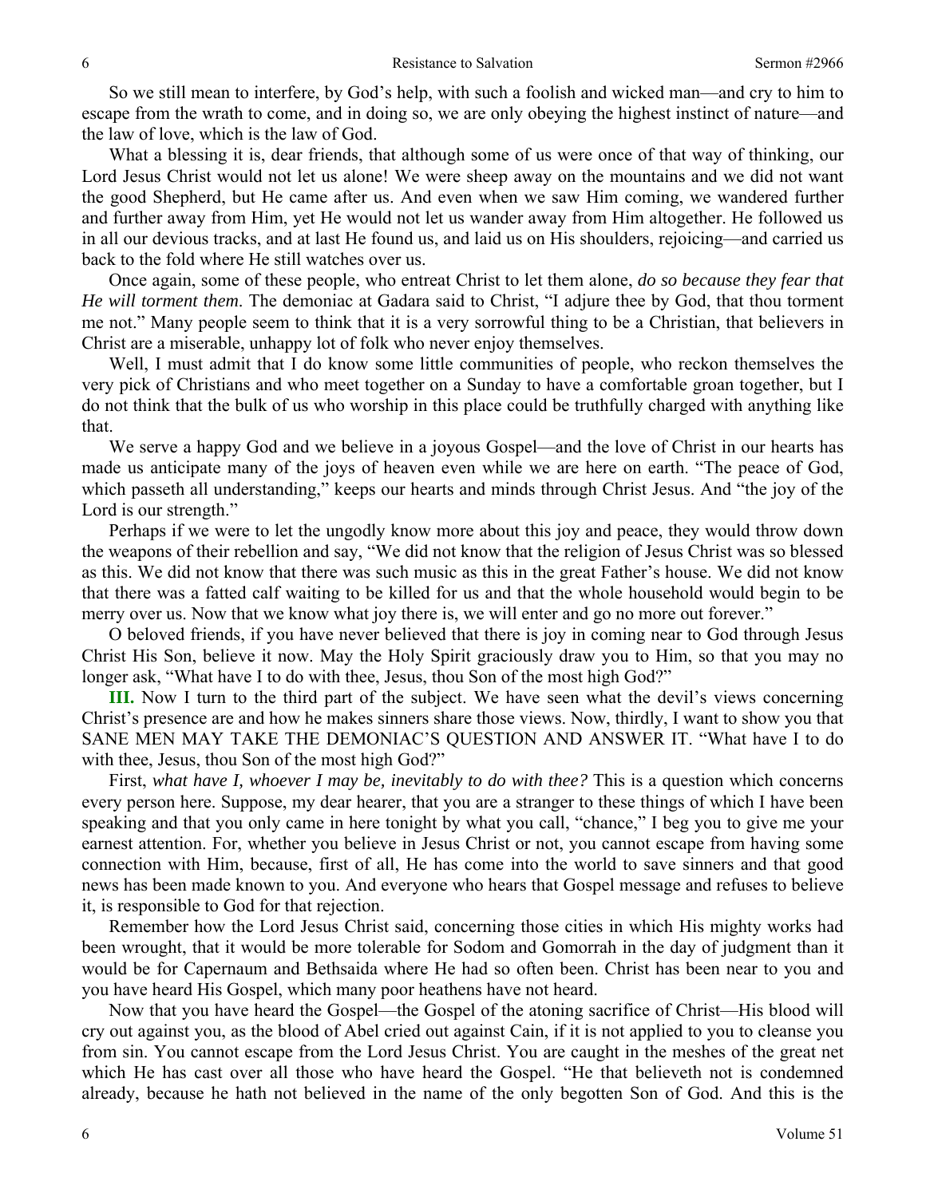So we still mean to interfere, by God's help, with such a foolish and wicked man—and cry to him to escape from the wrath to come, and in doing so, we are only obeying the highest instinct of nature—and the law of love, which is the law of God.

What a blessing it is, dear friends, that although some of us were once of that way of thinking, our Lord Jesus Christ would not let us alone! We were sheep away on the mountains and we did not want the good Shepherd, but He came after us. And even when we saw Him coming, we wandered further and further away from Him, yet He would not let us wander away from Him altogether. He followed us in all our devious tracks, and at last He found us, and laid us on His shoulders, rejoicing—and carried us back to the fold where He still watches over us.

Once again, some of these people, who entreat Christ to let them alone, *do so because they fear that He will torment them*. The demoniac at Gadara said to Christ, "I adjure thee by God, that thou torment me not." Many people seem to think that it is a very sorrowful thing to be a Christian, that believers in Christ are a miserable, unhappy lot of folk who never enjoy themselves.

Well, I must admit that I do know some little communities of people, who reckon themselves the very pick of Christians and who meet together on a Sunday to have a comfortable groan together, but I do not think that the bulk of us who worship in this place could be truthfully charged with anything like that.

We serve a happy God and we believe in a joyous Gospel—and the love of Christ in our hearts has made us anticipate many of the joys of heaven even while we are here on earth. "The peace of God, which passeth all understanding," keeps our hearts and minds through Christ Jesus. And "the joy of the Lord is our strength."

Perhaps if we were to let the ungodly know more about this joy and peace, they would throw down the weapons of their rebellion and say, "We did not know that the religion of Jesus Christ was so blessed as this. We did not know that there was such music as this in the great Father's house. We did not know that there was a fatted calf waiting to be killed for us and that the whole household would begin to be merry over us. Now that we know what joy there is, we will enter and go no more out forever."

O beloved friends, if you have never believed that there is joy in coming near to God through Jesus Christ His Son, believe it now. May the Holy Spirit graciously draw you to Him, so that you may no longer ask, "What have I to do with thee, Jesus, thou Son of the most high God?"

**III.** Now I turn to the third part of the subject. We have seen what the devil's views concerning Christ's presence are and how he makes sinners share those views. Now, thirdly, I want to show you that SANE MEN MAY TAKE THE DEMONIAC'S QUESTION AND ANSWER IT. "What have I to do with thee, Jesus, thou Son of the most high God?"

First, *what have I, whoever I may be, inevitably to do with thee?* This is a question which concerns every person here. Suppose, my dear hearer, that you are a stranger to these things of which I have been speaking and that you only came in here tonight by what you call, "chance," I beg you to give me your earnest attention. For, whether you believe in Jesus Christ or not, you cannot escape from having some connection with Him, because, first of all, He has come into the world to save sinners and that good news has been made known to you. And everyone who hears that Gospel message and refuses to believe it, is responsible to God for that rejection.

Remember how the Lord Jesus Christ said, concerning those cities in which His mighty works had been wrought, that it would be more tolerable for Sodom and Gomorrah in the day of judgment than it would be for Capernaum and Bethsaida where He had so often been. Christ has been near to you and you have heard His Gospel, which many poor heathens have not heard.

Now that you have heard the Gospel—the Gospel of the atoning sacrifice of Christ—His blood will cry out against you, as the blood of Abel cried out against Cain, if it is not applied to you to cleanse you from sin. You cannot escape from the Lord Jesus Christ. You are caught in the meshes of the great net which He has cast over all those who have heard the Gospel. "He that believeth not is condemned already, because he hath not believed in the name of the only begotten Son of God. And this is the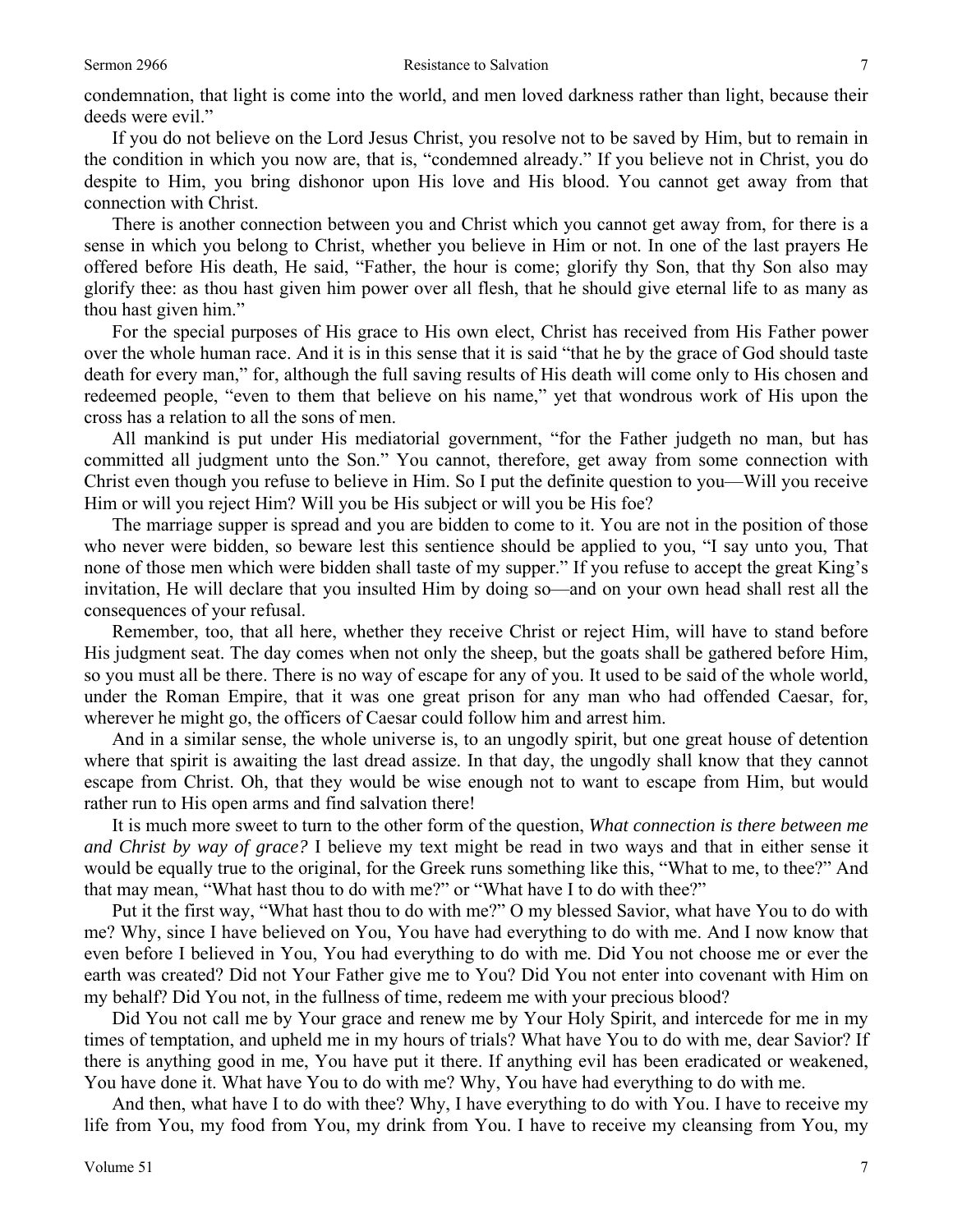condemnation, that light is come into the world, and men loved darkness rather than light, because their deeds were evil."

If you do not believe on the Lord Jesus Christ, you resolve not to be saved by Him, but to remain in the condition in which you now are, that is, "condemned already." If you believe not in Christ, you do despite to Him, you bring dishonor upon His love and His blood. You cannot get away from that connection with Christ.

There is another connection between you and Christ which you cannot get away from, for there is a sense in which you belong to Christ, whether you believe in Him or not. In one of the last prayers He offered before His death, He said, "Father, the hour is come; glorify thy Son, that thy Son also may glorify thee: as thou hast given him power over all flesh, that he should give eternal life to as many as thou hast given him."

For the special purposes of His grace to His own elect, Christ has received from His Father power over the whole human race. And it is in this sense that it is said "that he by the grace of God should taste death for every man," for, although the full saving results of His death will come only to His chosen and redeemed people, "even to them that believe on his name," yet that wondrous work of His upon the cross has a relation to all the sons of men.

All mankind is put under His mediatorial government, "for the Father judgeth no man, but has committed all judgment unto the Son." You cannot, therefore, get away from some connection with Christ even though you refuse to believe in Him. So I put the definite question to you—Will you receive Him or will you reject Him? Will you be His subject or will you be His foe?

The marriage supper is spread and you are bidden to come to it. You are not in the position of those who never were bidden, so beware lest this sentence should be applied to you, "I say unto you, That none of those men which were bidden shall taste of my supper." If you refuse to accept the great King's invitation, He will declare that you insulted Him by doing so—and on your own head shall rest all the consequences of your refusal.

Remember, too, that all here, whether they receive Christ or reject Him, will have to stand before His judgment seat. The day comes when not only the sheep, but the goats shall be gathered before Him, so you must all be there. There is no way of escape for any of you. It used to be said of the whole world, under the Roman Empire, that it was one great prison for any man who had offended Caesar, for, wherever he might go, the officers of Caesar could follow him and arrest him.

And in a similar sense, the whole universe is, to an ungodly spirit, but one great house of detention where that spirit is awaiting the last dread assize. In that day, the ungodly shall know that they cannot escape from Christ. Oh, that they would be wise enough not to want to escape from Him, but would rather run to His open arms and find salvation there!

It is much more sweet to turn to the other form of the question, *What connection is there between me and Christ by way of grace?* I believe my text might be read in two ways and that in either sense it would be equally true to the original, for the Greek runs something like this, "What to me, to thee?" And that may mean, "What hast thou to do with me?" or "What have I to do with thee?"

Put it the first way, "What hast thou to do with me?" O my blessed Savior, what have You to do with me? Why, since I have believed on You, You have had everything to do with me. And I now know that even before I believed in You, You had everything to do with me. Did You not choose me or ever the earth was created? Did not Your Father give me to You? Did You not enter into covenant with Him on my behalf? Did You not, in the fullness of time, redeem me with your precious blood?

Did You not call me by Your grace and renew me by Your Holy Spirit, and intercede for me in my times of temptation, and upheld me in my hours of trials? What have You to do with me, dear Savior? If there is anything good in me, You have put it there. If anything evil has been eradicated or weakened, You have done it. What have You to do with me? Why, You have had everything to do with me.

And then, what have I to do with thee? Why, I have everything to do with You. I have to receive my life from You, my food from You, my drink from You. I have to receive my cleansing from You, my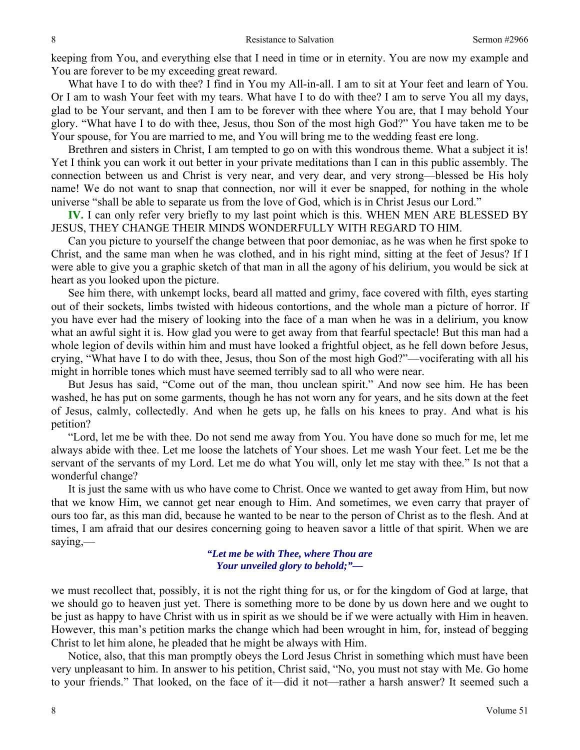keeping from You, and everything else that I need in time or in eternity. You are now my example and You are forever to be my exceeding great reward.

What have I to do with thee? I find in You my All-in-all. I am to sit at Your feet and learn of You. Or I am to wash Your feet with my tears. What have I to do with thee? I am to serve You all my days, glad to be Your servant, and then I am to be forever with thee where You are, that I may behold Your glory. "What have I to do with thee, Jesus, thou Son of the most high God?" You have taken me to be Your spouse, for You are married to me, and You will bring me to the wedding feast ere long.

Brethren and sisters in Christ, I am tempted to go on with this wondrous theme. What a subject it is! Yet I think you can work it out better in your private meditations than I can in this public assembly. The connection between us and Christ is very near, and very dear, and very strong—blessed be His holy name! We do not want to snap that connection, nor will it ever be snapped, for nothing in the whole universe "shall be able to separate us from the love of God, which is in Christ Jesus our Lord."

**IV.** I can only refer very briefly to my last point which is this. WHEN MEN ARE BLESSED BY JESUS, THEY CHANGE THEIR MINDS WONDERFULLY WITH REGARD TO HIM.

Can you picture to yourself the change between that poor demoniac, as he was when he first spoke to Christ, and the same man when he was clothed, and in his right mind, sitting at the feet of Jesus? If I were able to give you a graphic sketch of that man in all the agony of his delirium, you would be sick at heart as you looked upon the picture.

See him there, with unkempt locks, beard all matted and grimy, face covered with filth, eyes starting out of their sockets, limbs twisted with hideous contortions, and the whole man a picture of horror. If you have ever had the misery of looking into the face of a man when he was in a delirium, you know what an awful sight it is. How glad you were to get away from that fearful spectacle! But this man had a whole legion of devils within him and must have looked a frightful object, as he fell down before Jesus, crying, "What have I to do with thee, Jesus, thou Son of the most high God?"—vociferating with all his might in horrible tones which must have seemed terribly sad to all who were near.

But Jesus has said, "Come out of the man, thou unclean spirit." And now see him. He has been washed, he has put on some garments, though he has not worn any for years, and he sits down at the feet of Jesus, calmly, collectedly. And when he gets up, he falls on his knees to pray. And what is his petition?

"Lord, let me be with thee. Do not send me away from You. You have done so much for me, let me always abide with thee. Let me loose the latchets of Your shoes. Let me wash Your feet. Let me be the servant of the servants of my Lord. Let me do what You will, only let me stay with thee." Is not that a wonderful change?

It is just the same with us who have come to Christ. Once we wanted to get away from Him, but now that we know Him, we cannot get near enough to Him. And sometimes, we even carry that prayer of ours too far, as this man did, because he wanted to be near to the person of Christ as to the flesh. And at times, I am afraid that our desires concerning going to heaven savor a little of that spirit. When we are saying,—

> ***"Let me be with Thee, where Thou are***
> ***Your unveiled glory to behold;"—***

we must recollect that, possibly, it is not the right thing for us, or for the kingdom of God at large, that we should go to heaven just yet. There is something more to be done by us down here and we ought to be just as happy to have Christ with us in spirit as we should be if we were actually with Him in heaven. However, this man's petition marks the change which had been wrought in him, for, instead of begging Christ to let him alone, he pleaded that he might be always with Him.

Notice, also, that this man promptly obeys the Lord Jesus Christ in something which must have been very unpleasant to him. In answer to his petition, Christ said, "No, you must not stay with Me. Go home to your friends." That looked, on the face of it—did it not—rather a harsh answer? It seemed such a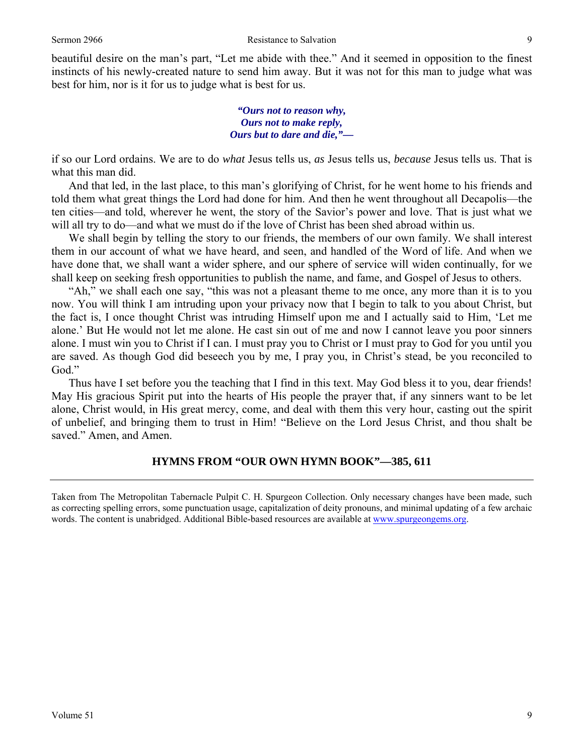beautiful desire on the man's part, "Let me abide with thee." And it seemed in opposition to the finest instincts of his newly-created nature to send him away. But it was not for this man to judge what was best for him, nor is it for us to judge what is best for us.

> ***"Ours not to reason why,***
> ***Ours not to make reply,***
> ***Ours but to dare and die,"—***

if so our Lord ordains. We are to do *what* Jesus tells us, *as* Jesus tells us, *because* Jesus tells us. That is what this man did.

And that led, in the last place, to this man's glorifying of Christ, for he went home to his friends and told them what great things the Lord had done for him. And then he went throughout all Decapolis—the ten cities—and told, wherever he went, the story of the Savior's power and love. That is just what we will all try to do—and what we must do if the love of Christ has been shed abroad within us.

We shall begin by telling the story to our friends, the members of our own family. We shall interest them in our account of what we have heard, and seen, and handled of the Word of life. And when we have done that, we shall want a wider sphere, and our sphere of service will widen continually, for we shall keep on seeking fresh opportunities to publish the name, and fame, and Gospel of Jesus to others.

"Ah," we shall each one say, "this was not a pleasant theme to me once, any more than it is to you now. You will think I am intruding upon your privacy now that I begin to talk to you about Christ, but the fact is, I once thought Christ was intruding Himself upon me and I actually said to Him, 'Let me alone.' But He would not let me alone. He cast sin out of me and now I cannot leave you poor sinners alone. I must win you to Christ if I can. I must pray you to Christ or I must pray to God for you until you are saved. As though God did beseech you by me, I pray you, in Christ's stead, be you reconciled to God."

Thus have I set before you the teaching that I find in this text. May God bless it to you, dear friends! May His gracious Spirit put into the hearts of His people the prayer that, if any sinners want to be let alone, Christ would, in His great mercy, come, and deal with them this very hour, casting out the spirit of unbelief, and bringing them to trust in Him! "Believe on the Lord Jesus Christ, and thou shalt be saved." Amen, and Amen.

**HYMNS FROM "OUR OWN HYMN BOOK"—385, 611**

---

Taken from The Metropolitan Tabernacle Pulpit C. H. Spurgeon Collection. Only necessary changes have been made, such as correcting spelling errors, some punctuation usage, capitalization of deity pronouns, and minimal updating of a few archaic words. The content is unabridged. Additional Bible-based resources are available at www.spurgeongems.org.